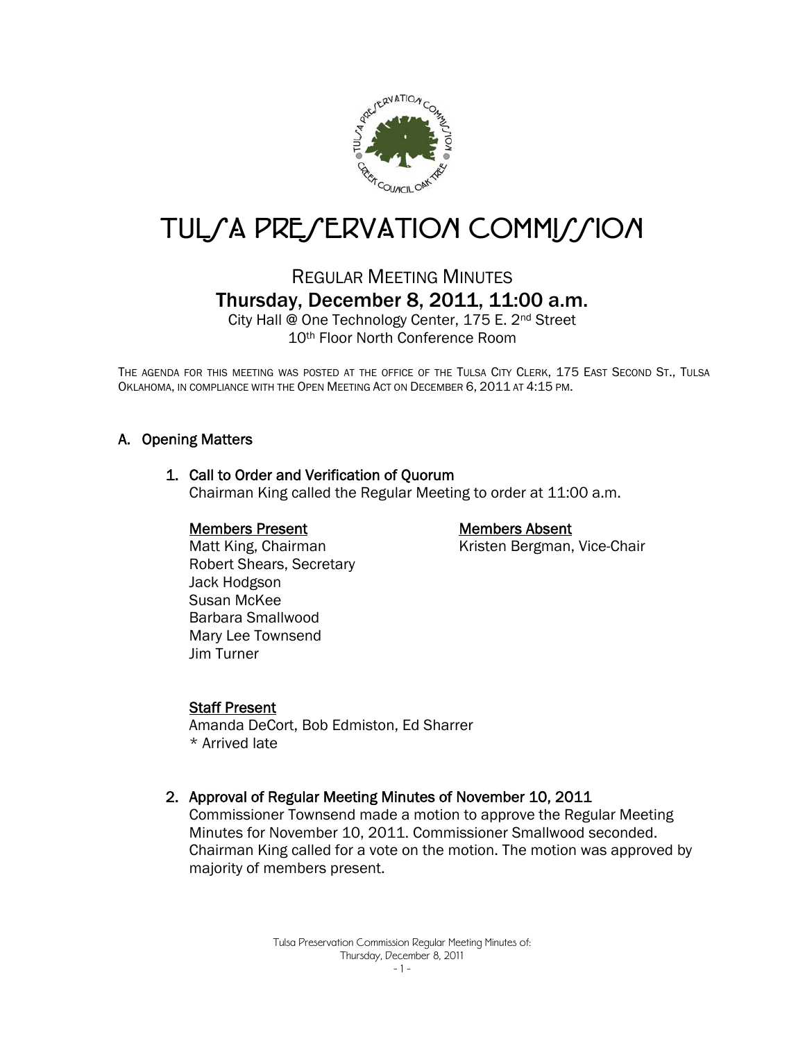# TULSA PRESERVATION COMMISSION

## REGULAR MEETING MINUTES

### Thursday, December 8, 2011, 11:00 a.m.

City Hall @ One Technology Center, 175 E. 2nd Street
10th Floor North Conference Room

THE AGENDA FOR THIS MEETING WAS POSTED AT THE OFFICE OF THE TULSA CITY CLERK, 175 EAST SECOND ST., TULSA OKLAHOMA, IN COMPLIANCE WITH THE OPEN MEETING ACT ON DECEMBER 6, 2011 AT 4:15 PM.

## A. Opening Matters

### 1. Call to Order and Verification of Quorum

Chairman King called the Regular Meeting to order at 11:00 a.m.

**Members Present**

Matt King, Chairman
Robert Shears, Secretary
Jack Hodgson
Susan McKee
Barbara Smallwood
Mary Lee Townsend
Jim Turner

**Members Absent**

Kristen Bergman, Vice-Chair

**Staff Present**

Amanda DeCort, Bob Edmiston, Ed Sharrer
* Arrived late

### 2. Approval of Regular Meeting Minutes of November 10, 2011

Commissioner Townsend made a motion to approve the Regular Meeting Minutes for November 10, 2011. Commissioner Smallwood seconded. Chairman King called for a vote on the motion. The motion was approved by majority of members present.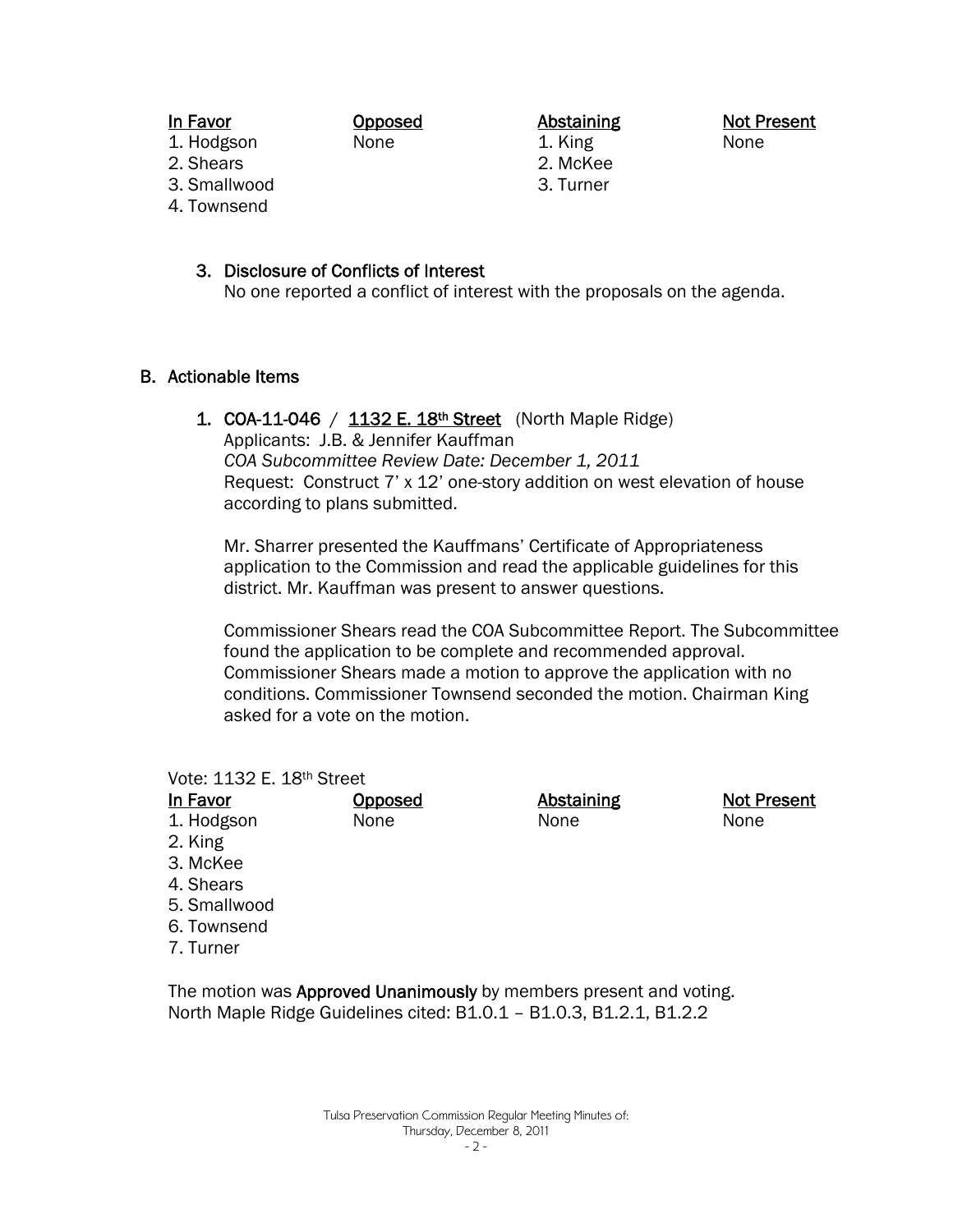| In Favor | Opposed | Abstaining | Not Present |
|---|---|---|---|
| 1. Hodgson | None | 1. King | None |
| 2. Shears | | 2. McKee | |
| 3. Smallwood | | 3. Turner | |
| 4. Townsend | | | |

3. Disclosure of Conflicts of Interest
   No one reported a conflict of interest with the proposals on the agenda.

## B. Actionable Items

1. **COA-11-046** / **1132 E. 18th Street** (North Maple Ridge)
   Applicants: J.B. & Jennifer Kauffman
   *COA Subcommittee Review Date: December 1, 2011*
   Request: Construct 7' x 12' one-story addition on west elevation of house according to plans submitted.

   Mr. Sharrer presented the Kauffmans' Certificate of Appropriateness application to the Commission and read the applicable guidelines for this district. Mr. Kauffman was present to answer questions.

   Commissioner Shears read the COA Subcommittee Report. The Subcommittee found the application to be complete and recommended approval. Commissioner Shears made a motion to approve the application with no conditions. Commissioner Townsend seconded the motion. Chairman King asked for a vote on the motion.

Vote: 1132 E. 18th Street

| In Favor | Opposed | Abstaining | Not Present |
|---|---|---|---|
| 1. Hodgson | None | None | None |
| 2. King | | | |
| 3. McKee | | | |
| 4. Shears | | | |
| 5. Smallwood | | | |
| 6. Townsend | | | |
| 7. Turner | | | |

The motion was **Approved Unanimously** by members present and voting.
North Maple Ridge Guidelines cited: B1.0.1 – B1.0.3, B1.2.1, B1.2.2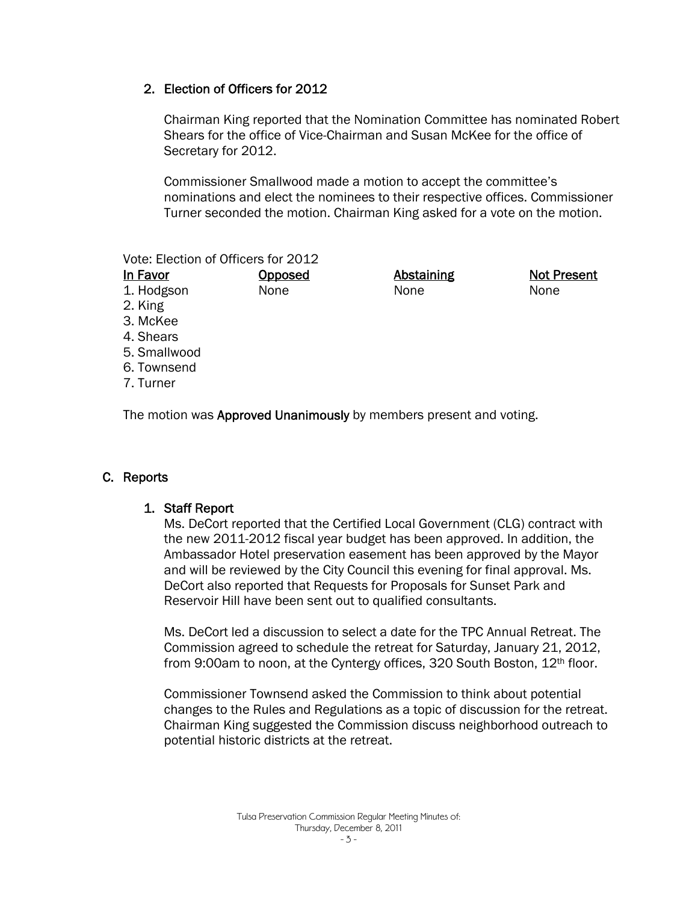## 2. Election of Officers for 2012

Chairman King reported that the Nomination Committee has nominated Robert Shears for the office of Vice-Chairman and Susan McKee for the office of Secretary for 2012.

Commissioner Smallwood made a motion to accept the committee's nominations and elect the nominees to their respective offices. Commissioner Turner seconded the motion. Chairman King asked for a vote on the motion.

Vote: Election of Officers for 2012

| In Favor | Opposed | Abstaining | Not Present |
|---|---|---|---|
| 1. Hodgson | None | None | None |
| 2. King | | | |
| 3. McKee | | | |
| 4. Shears | | | |
| 5. Smallwood | | | |
| 6. Townsend | | | |
| 7. Turner | | | |

The motion was **Approved Unanimously** by members present and voting.

# C. Reports

## 1. Staff Report

Ms. DeCort reported that the Certified Local Government (CLG) contract with the new 2011-2012 fiscal year budget has been approved. In addition, the Ambassador Hotel preservation easement has been approved by the Mayor and will be reviewed by the City Council this evening for final approval. Ms. DeCort also reported that Requests for Proposals for Sunset Park and Reservoir Hill have been sent out to qualified consultants.

Ms. DeCort led a discussion to select a date for the TPC Annual Retreat. The Commission agreed to schedule the retreat for Saturday, January 21, 2012, from 9:00am to noon, at the Cyntergy offices, 320 South Boston, 12th floor.

Commissioner Townsend asked the Commission to think about potential changes to the Rules and Regulations as a topic of discussion for the retreat. Chairman King suggested the Commission discuss neighborhood outreach to potential historic districts at the retreat.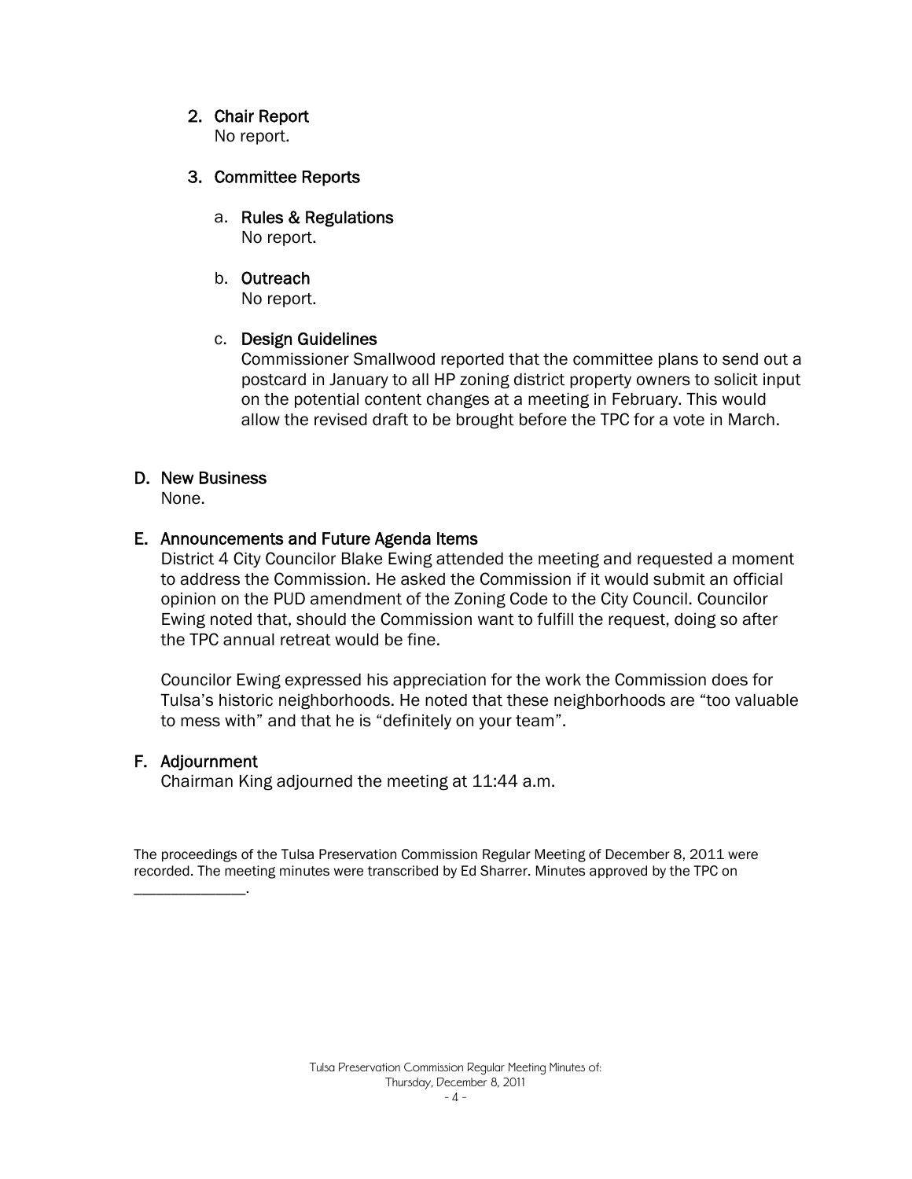2. **Chair Report**

   No report.

3. **Committee Reports**

   a. **Rules & Regulations**

      No report.

   b. **Outreach**

      No report.

   c. **Design Guidelines**

      Commissioner Smallwood reported that the committee plans to send out a postcard in January to all HP zoning district property owners to solicit input on the potential content changes at a meeting in February. This would allow the revised draft to be brought before the TPC for a vote in March.

## D. New Business

None.

## E. Announcements and Future Agenda Items

District 4 City Councilor Blake Ewing attended the meeting and requested a moment to address the Commission. He asked the Commission if it would submit an official opinion on the PUD amendment of the Zoning Code to the City Council. Councilor Ewing noted that, should the Commission want to fulfill the request, doing so after the TPC annual retreat would be fine.

Councilor Ewing expressed his appreciation for the work the Commission does for Tulsa's historic neighborhoods. He noted that these neighborhoods are "too valuable to mess with" and that he is "definitely on your team".

## F. Adjournment

Chairman King adjourned the meeting at 11:44 a.m.

The proceedings of the Tulsa Preservation Commission Regular Meeting of December 8, 2011 were recorded. The meeting minutes were transcribed by Ed Sharrer. Minutes approved by the TPC on ______________.